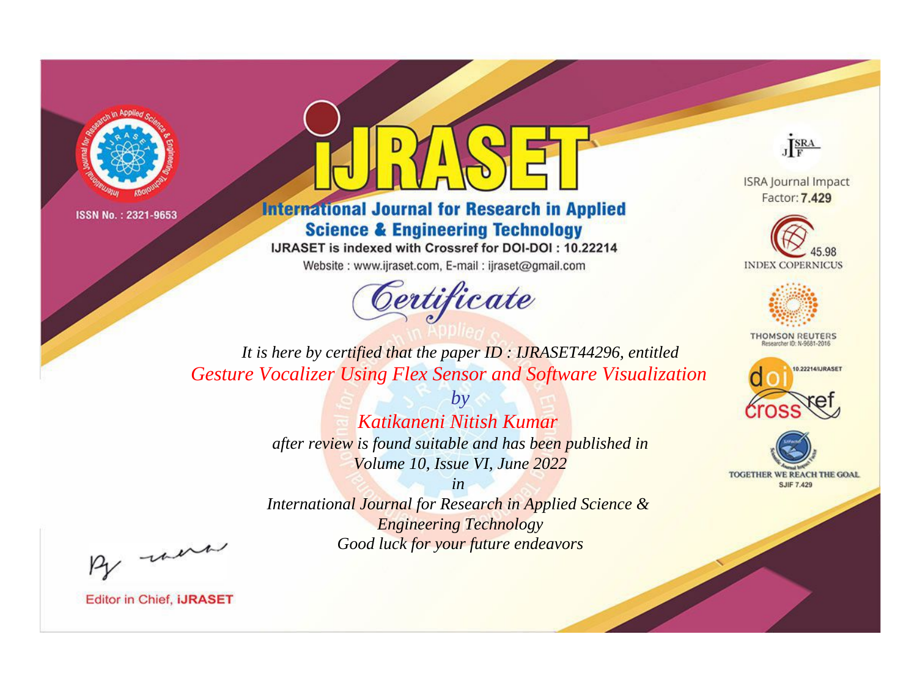ISSN No. : 2321-9653

# IJRASET

## International Journal for Research in Applied Science & Engineering Technology

IJRASET is indexed with Crossref for DOI-DOI : 10.22214

Website : www.ijraset.com, E-mail : ijraset@gmail.com

ISRA Journal Impact Factor: **7.429**

45.98 INDEX COPERNICUS

THOMSON REUTERS Researcher ID: N-9681-2016

10.22214/IJRASET

TOGETHER WE REACH THE GOAL SJIF 7.429

## *Certificate*

*It is here by certified that the paper ID : IJRASET44296, entitled*

*Gesture Vocalizer Using Flex Sensor and Software Visualization*

*by*

*Katikaneni Nitish Kumar*

*after review is found suitable and has been published in*

*Volume 10, Issue VI, June 2022*

*in*

*International Journal for Research in Applied Science & Engineering Technology*

*Good luck for your future endeavors*

Editor in Chief, **IJRASET**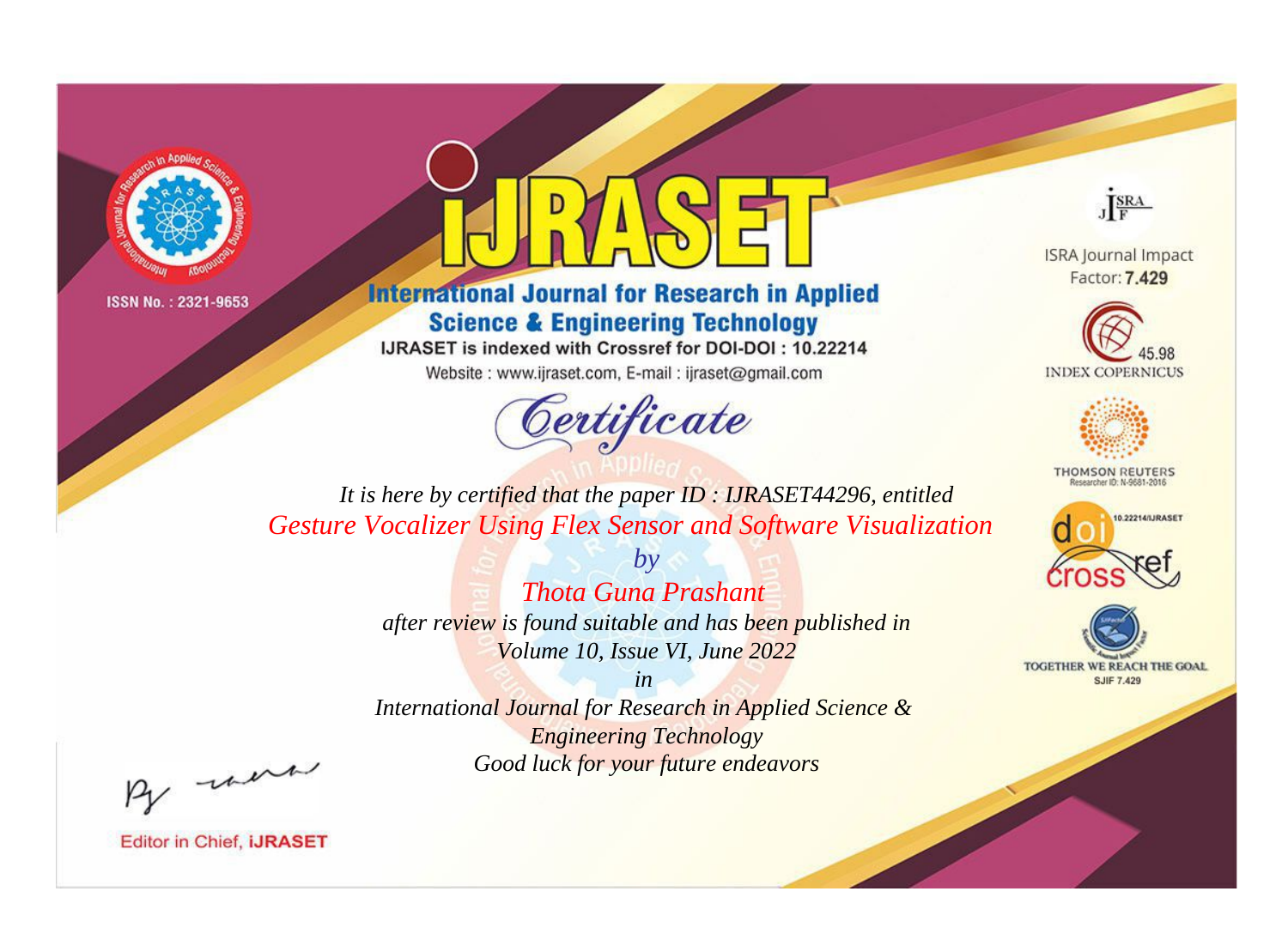ISSN No. : 2321-9653

# iJRASET

## International Journal for Research in Applied Science & Engineering Technology

IJRASET is indexed with Crossref for DOI-DOI : 10.22214

Website : www.ijraset.com, E-mail : ijraset@gmail.com

ISRA Journal Impact Factor: **7.429**

45.98 INDEX COPERNICUS

THOMSON REUTERS Researcher ID: N-9681-2016

10.22214/IJRASET

TOGETHER WE REACH THE GOAL SJIF 7.429

# *Certificate*

*It is here by certified that the paper ID : IJRASET44296, entitled*

*Gesture Vocalizer Using Flex Sensor and Software Visualization*

*by*

*Thota Guna Prashant*

*after review is found suitable and has been published in*

*Volume 10, Issue VI, June 2022*

*in*

*International Journal for Research in Applied Science & Engineering Technology*

*Good luck for your future endeavors*

Editor in Chief, **iJRASET**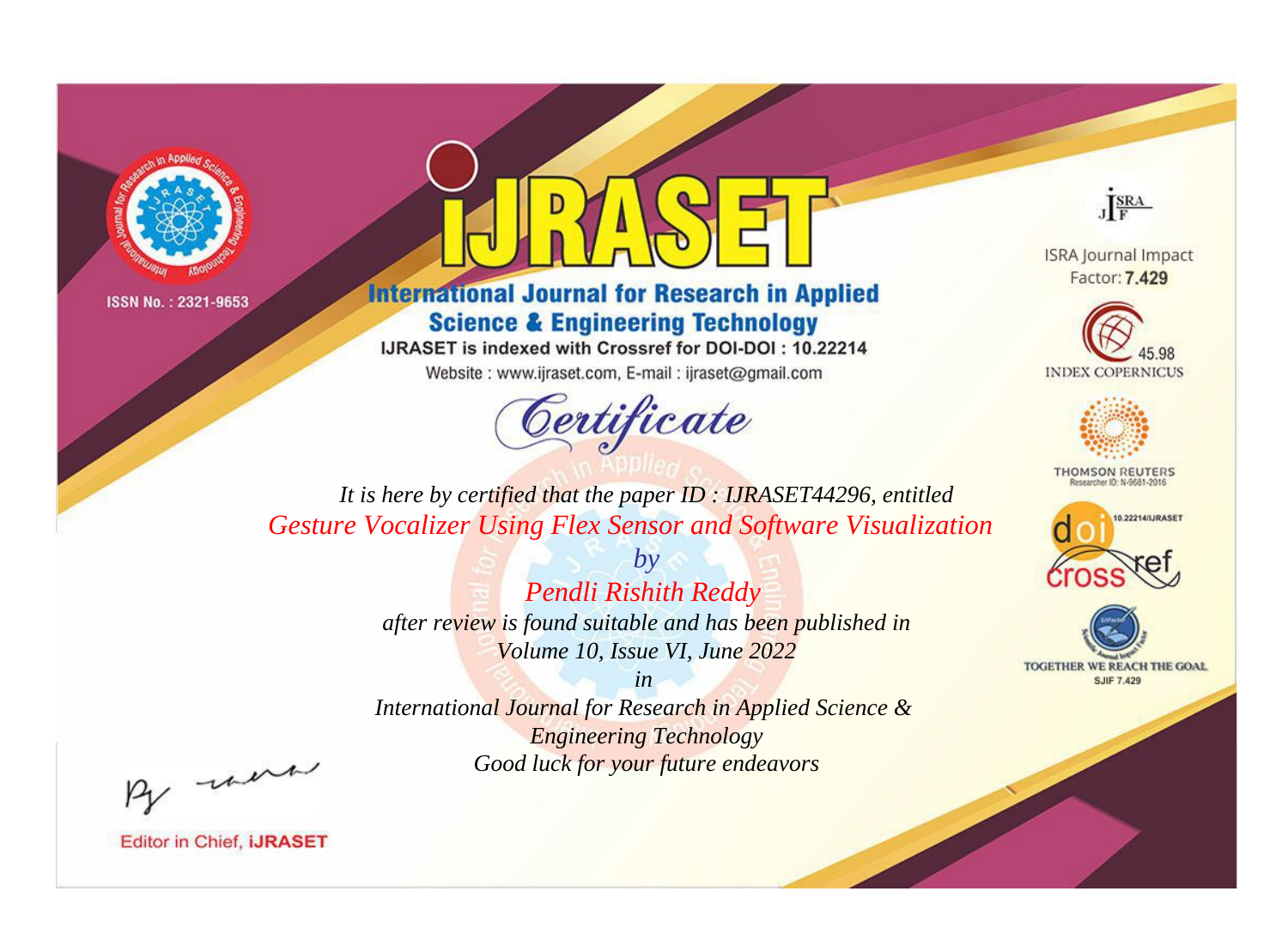ISSN No. : 2321-9653

# IJRASET

## International Journal for Research in Applied Science & Engineering Technology

IJRASET is indexed with Crossref for DOI-DOI : 10.22214

Website : www.ijraset.com, E-mail : ijraset@gmail.com

*Certificate*

*It is here by certified that the paper ID : IJRASET44296, entitled*

*Gesture Vocalizer Using Flex Sensor and Software Visualization*

*by*

*Pendli Rishith Reddy*

*after review is found suitable and has been published in*

*Volume 10, Issue VI, June 2022*

*in*

*International Journal for Research in Applied Science & Engineering Technology*

*Good luck for your future endeavors*

ISRA Journal Impact Factor: **7.429**

45.98 INDEX COPERNICUS

THOMSON REUTERS Researcher ID: N-9681-2016

10.22214/IJRASET

TOGETHER WE REACH THE GOAL SJIF 7.429

Editor in Chief, **iJRASET**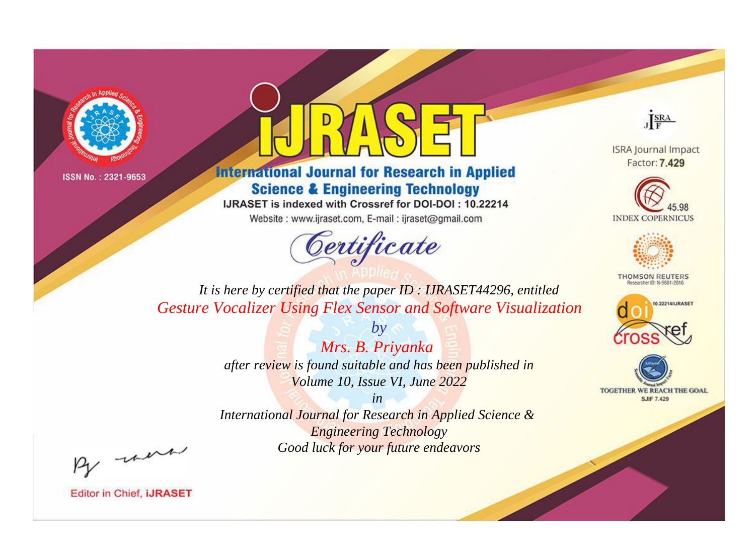ISSN No. : 2321-9653

# IJRASET

## International Journal for Research in Applied Science & Engineering Technology

IJRASET is indexed with Crossref for DOI-DOI : 10.22214

Website : www.ijraset.com, E-mail : ijraset@gmail.com

*Certificate*

*It is here by certified that the paper ID : IJRASET44296, entitled*

*Gesture Vocalizer Using Flex Sensor and Software Visualization*

*by*

*Mrs. B. Priyanka*

*after review is found suitable and has been published in*

*Volume 10, Issue VI, June 2022*

*in*

*International Journal for Research in Applied Science & Engineering Technology*

*Good luck for your future endeavors*

ISRA Journal Impact Factor: **7.429**

45.98 INDEX COPERNICUS

THOMSON REUTERS Researcher ID: N-9681-2016

10.22214/IJRASET

TOGETHER WE REACH THE GOAL SJIF 7.429

Editor in Chief, **iJRASET**